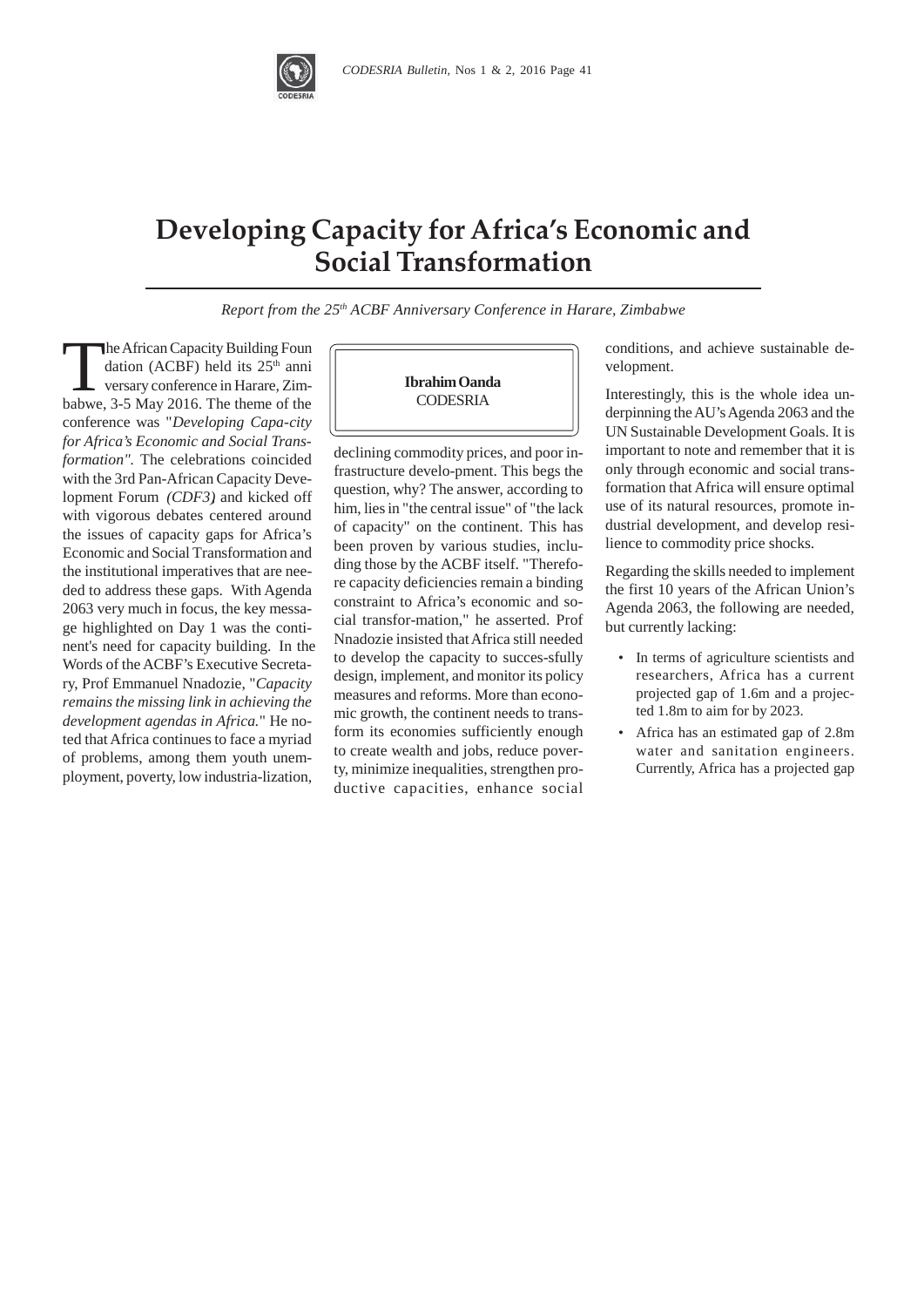# Developing Capacity for Africa's Economic and Social Transformation

*Report from the 25th ACBF Anniversary Conference in Harare, Zimbabwe*

**Ibrahim Oanda**
CODESRIA

The African Capacity Building Foundation (ACBF) held its 25th anniversary conference in Harare, Zimbabwe, 3-5 May 2016. The theme of the conference was "*Developing Capacity for Africa's Economic and Social Transformation".* The celebrations coincided with the 3rd Pan-African Capacity Development Forum *(CDF3)* and kicked off with vigorous debates centered around the issues of capacity gaps for Africa's Economic and Social Transformation and the institutional imperatives that are needed to address these gaps. With Agenda 2063 very much in focus, the key message highlighted on Day 1 was the continent's need for capacity building. In the Words of the ACBF's Executive Secretary, Prof Emmanuel Nnadozie, "*Capacity remains the missing link in achieving the development agendas in Africa.*" He noted that Africa continues to face a myriad of problems, among them youth unemployment, poverty, low industria-lization, declining commodity prices, and poor infrastructure develo-pment. This begs the question, why? The answer, according to him, lies in "the central issue" of "the lack of capacity" on the continent. This has been proven by various studies, including those by the ACBF itself. "Therefore capacity deficiencies remain a binding constraint to Africa's economic and social transfor-mation," he asserted. Prof Nnadozie insisted that Africa still needed to develop the capacity to succes-sfully design, implement, and monitor its policy measures and reforms. More than economic growth, the continent needs to transform its economies sufficiently enough to create wealth and jobs, reduce poverty, minimize inequalities, strengthen productive capacities, enhance social conditions, and achieve sustainable development.

Interestingly, this is the whole idea underpinning the AU's Agenda 2063 and the UN Sustainable Development Goals. It is important to note and remember that it is only through economic and social transformation that Africa will ensure optimal use of its natural resources, promote industrial development, and develop resilience to commodity price shocks.

Regarding the skills needed to implement the first 10 years of the African Union's Agenda 2063, the following are needed, but currently lacking:

- In terms of agriculture scientists and researchers, Africa has a current projected gap of 1.6m and a projected 1.8m to aim for by 2023.
- Africa has an estimated gap of 2.8m water and sanitation engineers. Currently, Africa has a projected gap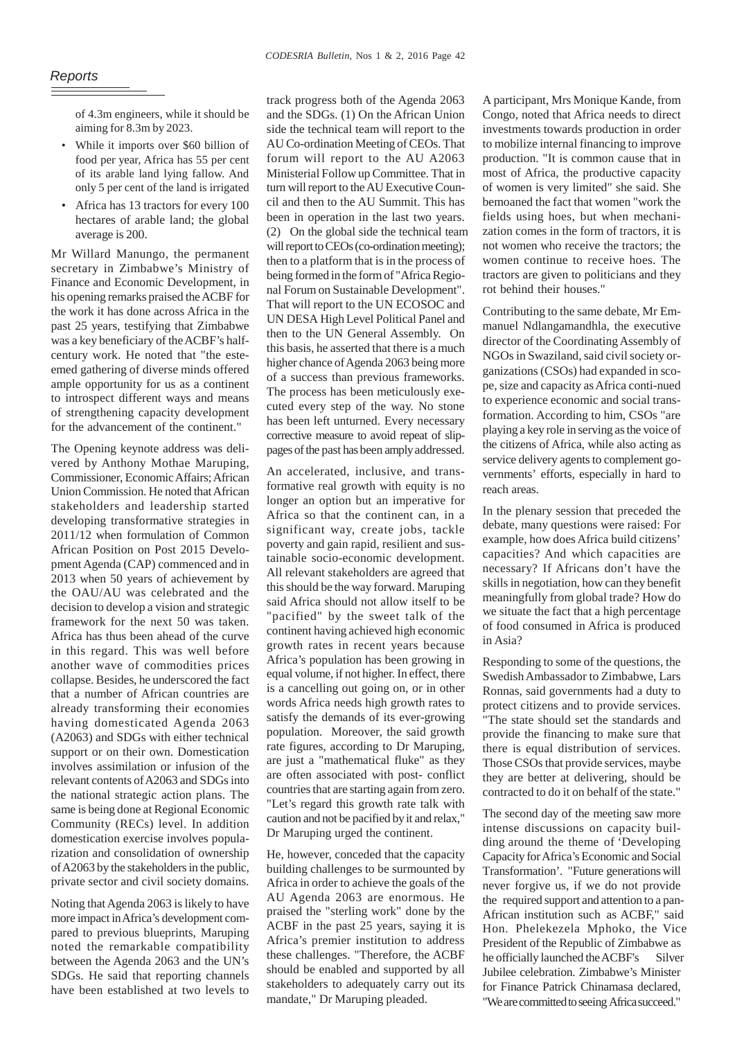of 4.3m engineers, while it should be aiming for 8.3m by 2023.

- While it imports over $60 billion of food per year, Africa has 55 per cent of its arable land lying fallow. And only 5 per cent of the land is irrigated
- Africa has 13 tractors for every 100 hectares of arable land; the global average is 200.

Mr Willard Manungo, the permanent secretary in Zimbabwe's Ministry of Finance and Economic Development, in his opening remarks praised the ACBF for the work it has done across Africa in the past 25 years, testifying that Zimbabwe was a key beneficiary of the ACBF's half-century work. He noted that "the esteemed gathering of diverse minds offered ample opportunity for us as a continent to introspect different ways and means of strengthening capacity development for the advancement of the continent."

The Opening keynote address was delivered by Anthony Mothae Maruping, Commissioner, Economic Affairs; African Union Commission. He noted that African stakeholders and leadership started developing transformative strategies in 2011/12 when formulation of Common African Position on Post 2015 Development Agenda (CAP) commenced and in 2013 when 50 years of achievement by the OAU/AU was celebrated and the decision to develop a vision and strategic framework for the next 50 was taken. Africa has thus been ahead of the curve in this regard. This was well before another wave of commodities prices collapse. Besides, he underscored the fact that a number of African countries are already transforming their economies having domesticated Agenda 2063 (A2063) and SDGs with either technical support or on their own. Domestication involves assimilation or infusion of the relevant contents of A2063 and SDGs into the national strategic action plans. The same is being done at Regional Economic Community (RECs) level. In addition domestication exercise involves popularization and consolidation of ownership of A2063 by the stakeholders in the public, private sector and civil society domains.

Noting that Agenda 2063 is likely to have more impact in Africa's development compared to previous blueprints, Maruping noted the remarkable compatibility between the Agenda 2063 and the UN's SDGs. He said that reporting channels have been established at two levels to track progress both of the Agenda 2063 and the SDGs. (1) On the African Union side the technical team will report to the AU Co-ordination Meeting of CEOs. That forum will report to the AU A2063 Ministerial Follow up Committee. That in turn will report to the AU Executive Council and then to the AU Summit. This has been in operation in the last two years. (2) On the global side the technical team will report to CEOs (co-ordination meeting); then to a platform that is in the process of being formed in the form of "Africa Regional Forum on Sustainable Development". That will report to the UN ECOSOC and UN DESA High Level Political Panel and then to the UN General Assembly. On this basis, he asserted that there is a much higher chance of Agenda 2063 being more of a success than previous frameworks. The process has been meticulously executed every step of the way. No stone has been left unturned. Every necessary corrective measure to avoid repeat of slippages of the past has been amply addressed.

An accelerated, inclusive, and transformative real growth with equity is no longer an option but an imperative for Africa so that the continent can, in a significant way, create jobs, tackle poverty and gain rapid, resilient and sustainable socio-economic development. All relevant stakeholders are agreed that this should be the way forward. Maruping said Africa should not allow itself to be "pacified" by the sweet talk of the continent having achieved high economic growth rates in recent years because Africa's population has been growing in equal volume, if not higher. In effect, there is a cancelling out going on, or in other words Africa needs high growth rates to satisfy the demands of its ever-growing population. Moreover, the said growth rate figures, according to Dr Maruping, are just a "mathematical fluke" as they are often associated with post- conflict countries that are starting again from zero. "Let's regard this growth rate talk with caution and not be pacified by it and relax," Dr Maruping urged the continent.

He, however, conceded that the capacity building challenges to be surmounted by Africa in order to achieve the goals of the AU Agenda 2063 are enormous. He praised the "sterling work" done by the ACBF in the past 25 years, saying it is Africa's premier institution to address these challenges. "Therefore, the ACBF should be enabled and supported by all stakeholders to adequately carry out its mandate," Dr Maruping pleaded.

A participant, Mrs Monique Kande, from Congo, noted that Africa needs to direct investments towards production in order to mobilize internal financing to improve production. "It is common cause that in most of Africa, the productive capacity of women is very limited" she said. She bemoaned the fact that women "work the fields using hoes, but when mechanization comes in the form of tractors, it is not women who receive the tractors; the women continue to receive hoes. The tractors are given to politicians and they rot behind their houses."

Contributing to the same debate, Mr Emmanuel Ndlangamandhla, the executive director of the Coordinating Assembly of NGOs in Swaziland, said civil society organizations (CSOs) had expanded in scope, size and capacity as Africa conti-nued to experience economic and social transformation. According to him, CSOs "are playing a key role in serving as the voice of the citizens of Africa, while also acting as service delivery agents to complement governments' efforts, especially in hard to reach areas.

In the plenary session that preceded the debate, many questions were raised: For example, how does Africa build citizens' capacities? And which capacities are necessary? If Africans don't have the skills in negotiation, how can they benefit meaningfully from global trade? How do we situate the fact that a high percentage of food consumed in Africa is produced in Asia?

Responding to some of the questions, the Swedish Ambassador to Zimbabwe, Lars Ronnas, said governments had a duty to protect citizens and to provide services. "The state should set the standards and provide the financing to make sure that there is equal distribution of services. Those CSOs that provide services, maybe they are better at delivering, should be contracted to do it on behalf of the state."

The second day of the meeting saw more intense discussions on capacity building around the theme of 'Developing Capacity for Africa's Economic and Social Transformation'. "Future generations will never forgive us, if we do not provide the required support and attention to a pan-African institution such as ACBF," said Hon. Phelekezela Mphoko, the Vice President of the Republic of Zimbabwe as he officially launched the ACBF's Silver Jubilee celebration. Zimbabwe's Minister for Finance Patrick Chinamasa declared, "We are committed to seeing Africa succeed."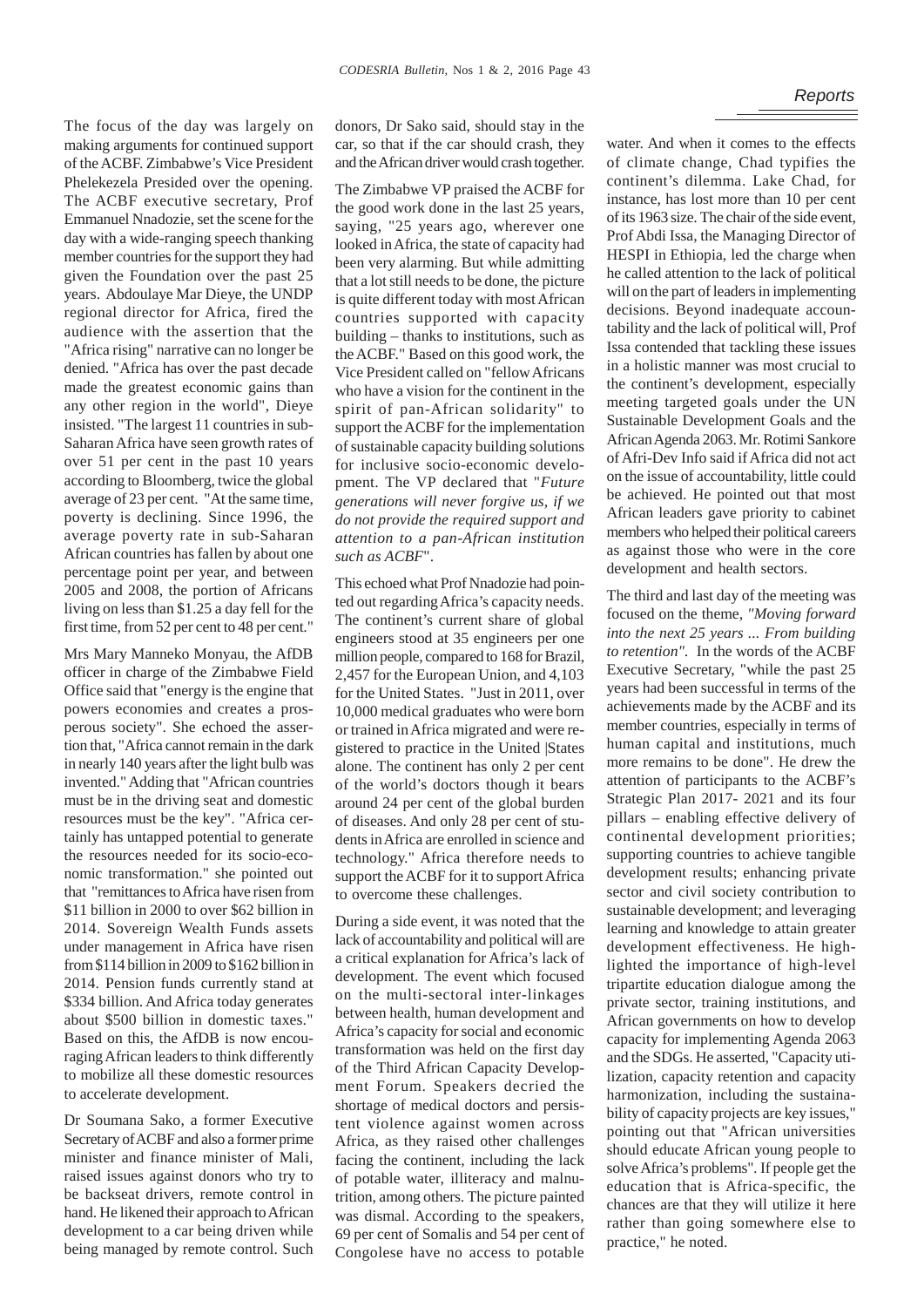The focus of the day was largely on making arguments for continued support of the ACBF. Zimbabwe's Vice President Phelekezela Presided over the opening. The ACBF executive secretary, Prof Emmanuel Nnadozie, set the scene for the day with a wide-ranging speech thanking member countries for the support they had given the Foundation over the past 25 years. Abdoulaye Mar Dieye, the UNDP regional director for Africa, fired the audience with the assertion that the "Africa rising" narrative can no longer be denied. "Africa has over the past decade made the greatest economic gains than any other region in the world", Dieye insisted. "The largest 11 countries in sub-Saharan Africa have seen growth rates of over 51 per cent in the past 10 years according to Bloomberg, twice the global average of 23 per cent. "At the same time, poverty is declining. Since 1996, the average poverty rate in sub-Saharan African countries has fallen by about one percentage point per year, and between 2005 and 2008, the portion of Africans living on less than $1.25 a day fell for the first time, from 52 per cent to 48 per cent."

Mrs Mary Manneko Monyau, the AfDB officer in charge of the Zimbabwe Field Office said that "energy is the engine that powers economies and creates a prosperous society". She echoed the assertion that, "Africa cannot remain in the dark in nearly 140 years after the light bulb was invented." Adding that "African countries must be in the driving seat and domestic resources must be the key". "Africa certainly has untapped potential to generate the resources needed for its socio-economic transformation." she pointed out that "remittances to Africa have risen from $11 billion in 2000 to over $62 billion in 2014. Sovereign Wealth Funds assets under management in Africa have risen from $114 billion in 2009 to $162 billion in 2014. Pension funds currently stand at $334 billion. And Africa today generates about $500 billion in domestic taxes." Based on this, the AfDB is now encouraging African leaders to think differently to mobilize all these domestic resources to accelerate development.

Dr Soumana Sako, a former Executive Secretary of ACBF and also a former prime minister and finance minister of Mali, raised issues against donors who try to be backseat drivers, remote control in hand. He likened their approach to African development to a car being driven while being managed by remote control. Such donors, Dr Sako said, should stay in the car, so that if the car should crash, they and the African driver would crash together.

The Zimbabwe VP praised the ACBF for the good work done in the last 25 years, saying, "25 years ago, wherever one looked in Africa, the state of capacity had been very alarming. But while admitting that a lot still needs to be done, the picture is quite different today with most African countries supported with capacity building – thanks to institutions, such as the ACBF." Based on this good work, the Vice President called on "fellow Africans who have a vision for the continent in the spirit of pan-African solidarity" to support the ACBF for the implementation of sustainable capacity building solutions for inclusive socio-economic development. The VP declared that "*Future generations will never forgive us, if we do not provide the required support and attention to a pan-African institution such as ACBF*".

This echoed what Prof Nnadozie had pointed out regarding Africa's capacity needs. The continent's current share of global engineers stood at 35 engineers per one million people, compared to 168 for Brazil, 2,457 for the European Union, and 4,103 for the United States. "Just in 2011, over 10,000 medical graduates who were born or trained in Africa migrated and were registered to practice in the United |States alone. The continent has only 2 per cent of the world's doctors though it bears around 24 per cent of the global burden of diseases. And only 28 per cent of students in Africa are enrolled in science and technology." Africa therefore needs to support the ACBF for it to support Africa to overcome these challenges.

During a side event, it was noted that the lack of accountability and political will are a critical explanation for Africa's lack of development. The event which focused on the multi-sectoral inter-linkages between health, human development and Africa's capacity for social and economic transformation was held on the first day of the Third African Capacity Development Forum. Speakers decried the shortage of medical doctors and persistent violence against women across Africa, as they raised other challenges facing the continent, including the lack of potable water, illiteracy and malnutrition, among others. The picture painted was dismal. According to the speakers, 69 per cent of Somalis and 54 per cent of Congolese have no access to potable water. And when it comes to the effects of climate change, Chad typifies the continent's dilemma. Lake Chad, for instance, has lost more than 10 per cent of its 1963 size. The chair of the side event, Prof Abdi Issa, the Managing Director of HESPI in Ethiopia, led the charge when he called attention to the lack of political will on the part of leaders in implementing decisions. Beyond inadequate accountability and the lack of political will, Prof Issa contended that tackling these issues in a holistic manner was most crucial to the continent's development, especially meeting targeted goals under the UN Sustainable Development Goals and the African Agenda 2063. Mr. Rotimi Sankore of Afri-Dev Info said if Africa did not act on the issue of accountability, little could be achieved. He pointed out that most African leaders gave priority to cabinet members who helped their political careers as against those who were in the core development and health sectors.

The third and last day of the meeting was focused on the theme, *"Moving forward into the next 25 years ... From building to retention"*. In the words of the ACBF Executive Secretary, "while the past 25 years had been successful in terms of the achievements made by the ACBF and its member countries, especially in terms of human capital and institutions, much more remains to be done". He drew the attention of participants to the ACBF's Strategic Plan 2017- 2021 and its four pillars – enabling effective delivery of continental development priorities; supporting countries to achieve tangible development results; enhancing private sector and civil society contribution to sustainable development; and leveraging learning and knowledge to attain greater development effectiveness. He highlighted the importance of high-level tripartite education dialogue among the private sector, training institutions, and African governments on how to develop capacity for implementing Agenda 2063 and the SDGs. He asserted, "Capacity utilization, capacity retention and capacity harmonization, including the sustainability of capacity projects are key issues," pointing out that "African universities should educate African young people to solve Africa's problems". If people get the education that is Africa-specific, the chances are that they will utilize it here rather than going somewhere else to practice," he noted.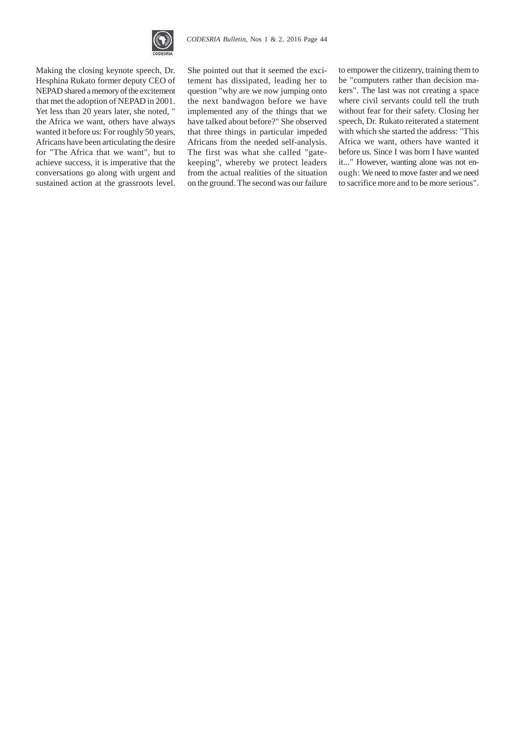Making the closing keynote speech, Dr. Hesphina Rukato former deputy CEO of NEPAD shared a memory of the excitement that met the adoption of NEPAD in 2001. Yet less than 20 years later, she noted, " the Africa we want, others have always wanted it before us: For roughly 50 years, Africans have been articulating the desire for "The Africa that we want", but to achieve success, it is imperative that the conversations go along with urgent and sustained action at the grassroots level. She pointed out that it seemed the excitement has dissipated, leading her to question "why are we now jumping onto the next bandwagon before we have implemented any of the things that we have talked about before?" She observed that three things in particular impeded Africans from the needed self-analysis. The first was what she called "gatekeeping", whereby we protect leaders from the actual realities of the situation on the ground. The second was our failure to empower the citizenry, training them to be "computers rather than decision makers". The last was not creating a space where civil servants could tell the truth without fear for their safety. Closing her speech, Dr. Rukato reiterated a statement with which she started the address: "This Africa we want, others have wanted it before us. Since I was born I have wanted it..." However, wanting alone was not enough: We need to move faster and we need to sacrifice more and to be more serious".